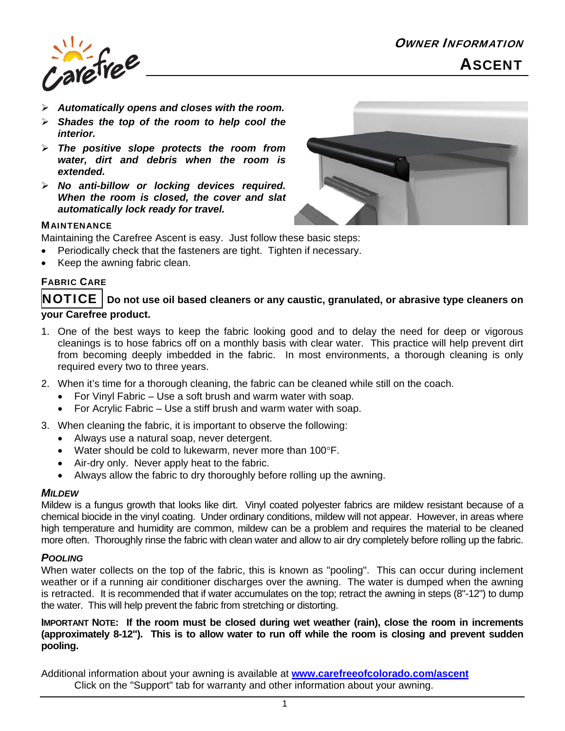# OWNER INFORMATION

## ASCENT

- ***Automatically opens and closes with the room.***
- ***Shades the top of the room to help cool the interior.***
- ***The positive slope protects the room from water, dirt and debris when the room is extended.***
- ***No anti-billow or locking devices required. When the room is closed, the cover and slat automatically lock ready for travel.***

### MAINTENANCE

Maintaining the Carefree Ascent is easy. Just follow these basic steps:

- Periodically check that the fasteners are tight. Tighten if necessary.
- Keep the awning fabric clean.

### FABRIC CARE

**NOTICE** **Do not use oil based cleaners or any caustic, granulated, or abrasive type cleaners on your Carefree product.**

1. One of the best ways to keep the fabric looking good and to delay the need for deep or vigorous cleanings is to hose fabrics off on a monthly basis with clear water. This practice will help prevent dirt from becoming deeply imbedded in the fabric. In most environments, a thorough cleaning is only required every two to three years.
2. When it's time for a thorough cleaning, the fabric can be cleaned while still on the coach.
   - For Vinyl Fabric – Use a soft brush and warm water with soap.
   - For Acrylic Fabric – Use a stiff brush and warm water with soap.
3. When cleaning the fabric, it is important to observe the following:
   - Always use a natural soap, never detergent.
   - Water should be cold to lukewarm, never more than 100°F.
   - Air-dry only. Never apply heat to the fabric.
   - Always allow the fabric to dry thoroughly before rolling up the awning.

#### *MILDEW*

Mildew is a fungus growth that looks like dirt. Vinyl coated polyester fabrics are mildew resistant because of a chemical biocide in the vinyl coating. Under ordinary conditions, mildew will not appear. However, in areas where high temperature and humidity are common, mildew can be a problem and requires the material to be cleaned more often. Thoroughly rinse the fabric with clean water and allow to air dry completely before rolling up the fabric.

#### *POOLING*

When water collects on the top of the fabric, this is known as "pooling". This can occur during inclement weather or if a running air conditioner discharges over the awning. The water is dumped when the awning is retracted. It is recommended that if water accumulates on the top; retract the awning in steps (8"-12") to dump the water. This will help prevent the fabric from stretching or distorting.

**IMPORTANT NOTE: If the room must be closed during wet weather (rain), close the room in increments (approximately 8-12"). This is to allow water to run off while the room is closing and prevent sudden pooling.**

Additional information about your awning is available at **[www.carefreeofcolorado.com/ascent](www.carefreeofcolorado.com/ascent)**
Click on the "Support" tab for warranty and other information about your awning.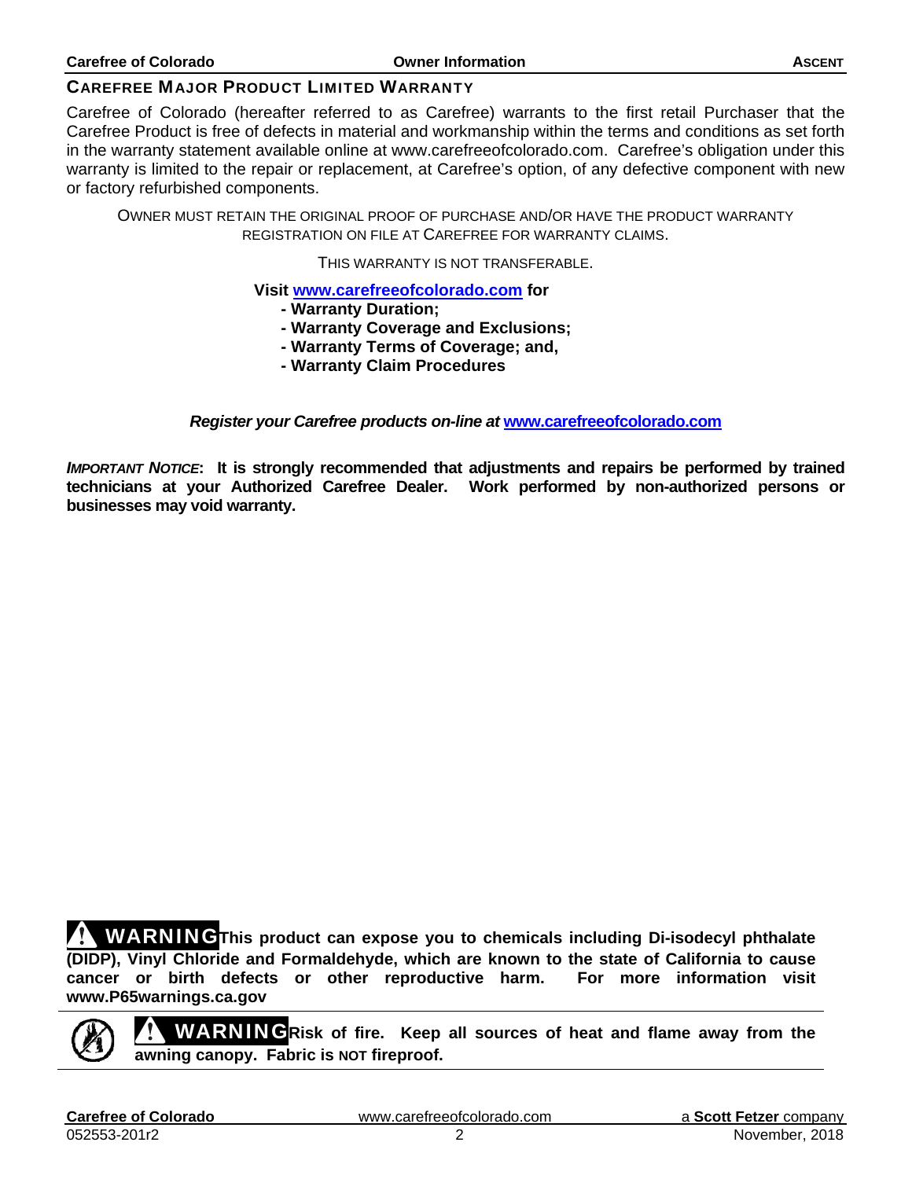## CAREFREE MAJOR PRODUCT LIMITED WARRANTY

Carefree of Colorado (hereafter referred to as Carefree) warrants to the first retail Purchaser that the Carefree Product is free of defects in material and workmanship within the terms and conditions as set forth in the warranty statement available online at www.carefreeofcolorado.com. Carefree's obligation under this warranty is limited to the repair or replacement, at Carefree's option, of any defective component with new or factory refurbished components.

OWNER MUST RETAIN THE ORIGINAL PROOF OF PURCHASE AND/OR HAVE THE PRODUCT WARRANTY REGISTRATION ON FILE AT CAREFREE FOR WARRANTY CLAIMS.

THIS WARRANTY IS NOT TRANSFERABLE.

**Visit [www.carefreeofcolorado.com](http://www.carefreeofcolorado.com) for**

- **Warranty Duration;**
- **Warranty Coverage and Exclusions;**
- **Warranty Terms of Coverage; and,**
- **Warranty Claim Procedures**

***Register your Carefree products on-line at [www.carefreeofcolorado.com](http://www.carefreeofcolorado.com)***

***IMPORTANT NOTICE*: It is strongly recommended that adjustments and repairs be performed by trained technicians at your Authorized Carefree Dealer. Work performed by non-authorized persons or businesses may void warranty.**

**⚠ WARNING This product can expose you to chemicals including Di-isodecyl phthalate (DIDP), Vinyl Chloride and Formaldehyde, which are known to the state of California to cause cancer or birth defects or other reproductive harm. For more information visit www.P65warnings.ca.gov**

**⚠ WARNING Risk of fire. Keep all sources of heat and flame away from the awning canopy. Fabric is NOT fireproof.**